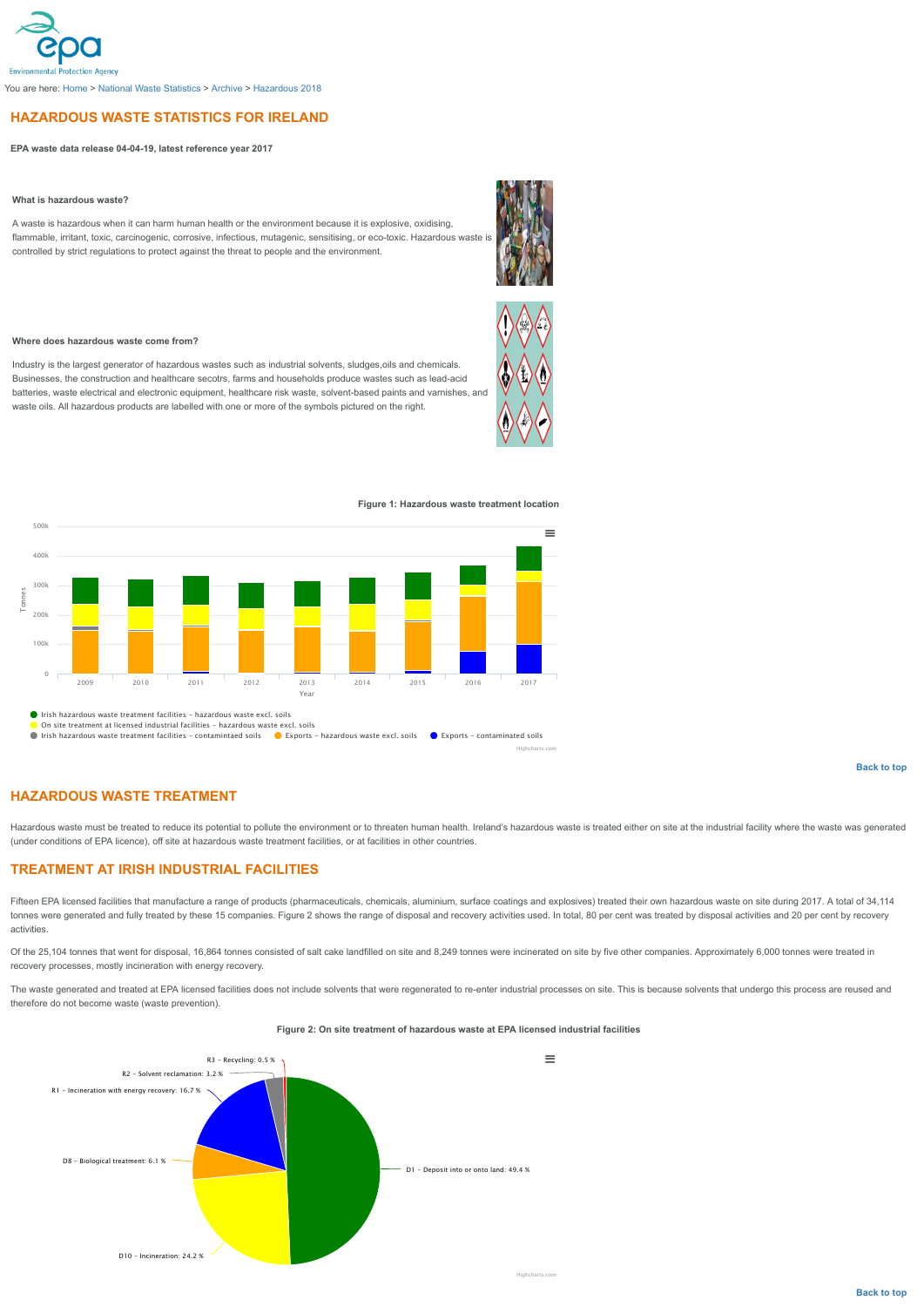You are here: Home > National Waste Statistics > Archive > Hazardous 2018

## HAZARDOUS WASTE STATISTICS FOR IRELAND

**EPA waste data release 04-04-19, latest reference year 2017**

**What is hazardous waste?**

A waste is hazardous when it can harm human health or the environment because it is explosive, oxidising, flammable, irritant, toxic, carcinogenic, corrosive, infectious, mutagenic, sensitising, or eco-toxic. Hazardous waste is controlled by strict regulations to protect against the threat to people and the environment.

**Where does hazardous waste come from?**

Industry is the largest generator of hazardous wastes such as industrial solvents, sludges,oils and chemicals. Businesses, the construction and healthcare secotrs, farms and households produce wastes such as lead-acid batteries, waste electrical and electronic equipment, healthcare risk waste, solvent-based paints and varnishes, and waste oils. All hazardous products are labelled with one or more of the symbols pictured on the right.

**Figure 1: Hazardous waste treatment location**

Back to top

## HAZARDOUS WASTE TREATMENT

Hazardous waste must be treated to reduce its potential to pollute the environment or to threaten human health. Ireland's hazardous waste is treated either on site at the industrial facility where the waste was generated (under conditions of EPA licence), off site at hazardous waste treatment facilities, or at facilities in other countries.

## TREATMENT AT IRISH INDUSTRIAL FACILITIES

Fifteen EPA licensed facilities that manufacture a range of products (pharmaceuticals, chemicals, aluminium, surface coatings and explosives) treated their own hazardous waste on site during 2017. A total of 34,114 tonnes were generated and fully treated by these 15 companies. Figure 2 shows the range of disposal and recovery activities used. In total, 80 per cent was treated by disposal activities and 20 per cent by recovery activities.

Of the 25,104 tonnes that went for disposal, 16,864 tonnes consisted of salt cake landfilled on site and 8,249 tonnes were incinerated on site by five other companies. Approximately 6,000 tonnes were treated in recovery processes, mostly incineration with energy recovery.

The waste generated and treated at EPA licensed facilities does not include solvents that were regenerated to re-enter industrial processes on site. This is because solvents that undergo this process are reused and therefore do not become waste (waste prevention).

**Figure 2: On site treatment of hazardous waste at EPA licensed industrial facilities**

Back to top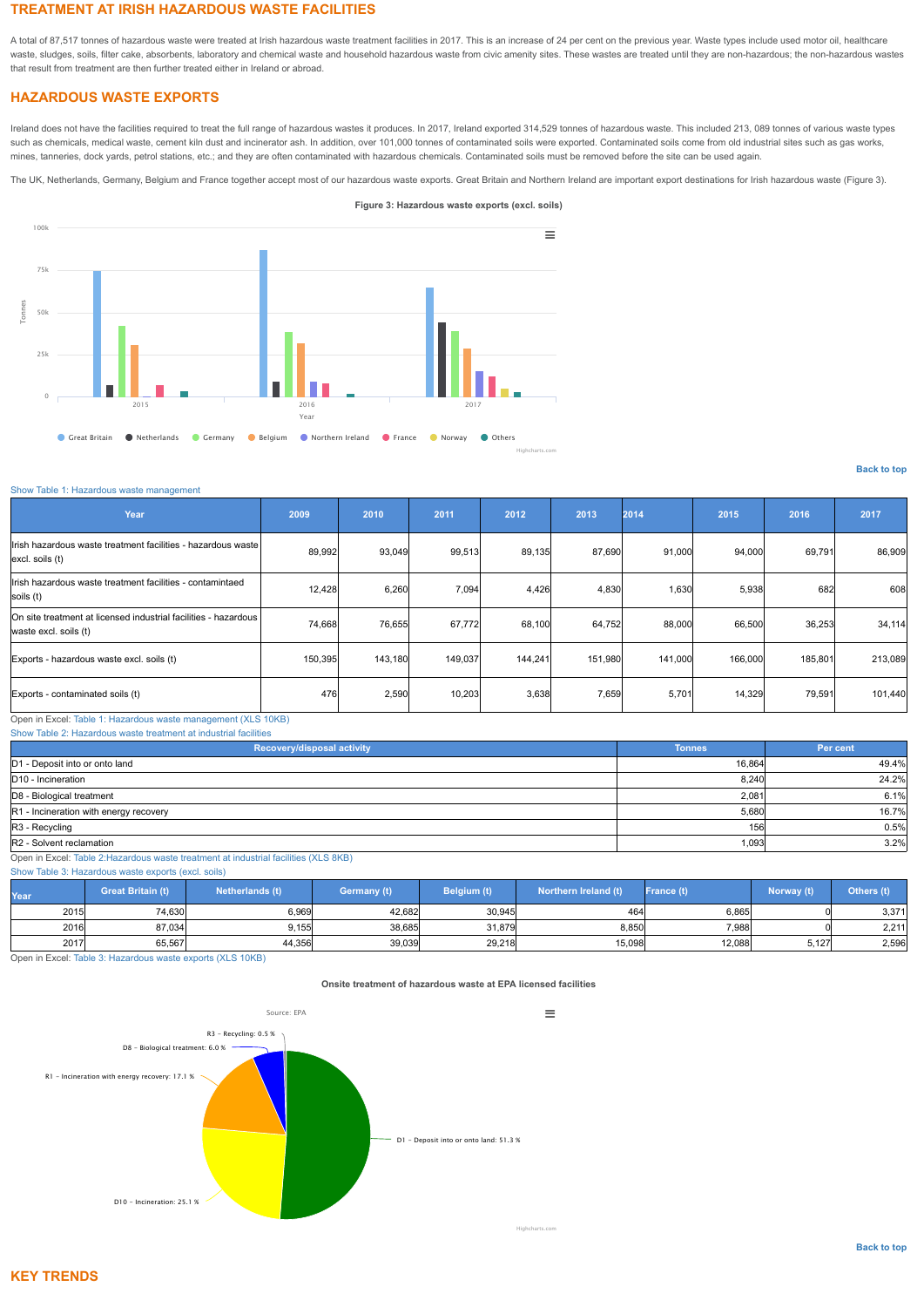## TREATMENT AT IRISH HAZARDOUS WASTE FACILITIES

A total of 87,517 tonnes of hazardous waste were treated at Irish hazardous waste treatment facilities in 2017. This is an increase of 24 per cent on the previous year. Waste types include used motor oil, healthcare waste, sludges, soils, filter cake, absorbents, laboratory and chemical waste and household hazardous waste from civic amenity sites. These wastes are treated until they are non-hazardous; the non-hazardous wastes that result from treatment are then further treated either in Ireland or abroad.

## HAZARDOUS WASTE EXPORTS

Ireland does not have the facilities required to treat the full range of hazardous wastes it produces. In 2017, Ireland exported 314,529 tonnes of hazardous waste. This included 213, 089 tonnes of various waste types such as chemicals, medical waste, cement kiln dust and incinerator ash. In addition, over 101,000 tonnes of contaminated soils were exported. Contaminated soils come from old industrial sites such as gas works, mines, tanneries, dock yards, petrol stations, etc.; and they are often contaminated with hazardous chemicals. Contaminated soils must be removed before the site can be used again.

The UK, Netherlands, Germany, Belgium and France together accept most of our hazardous waste exports. Great Britain and Northern Ireland are important export destinations for Irish hazardous waste (Figure 3).

**Figure 3: Hazardous waste exports (excl. soils)**

Back to top

Show Table 1: Hazardous waste management

| Year | 2009 | 2010 | 2011 | 2012 | 2013 | 2014 | 2015 | 2016 | 2017 |
|---|---|---|---|---|---|---|---|---|---|
| Irish hazardous waste treatment facilities - hazardous waste excl. soils (t) | 89,992 | 93,049 | 99,513 | 89,135 | 87,690 | 91,000 | 94,000 | 69,791 | 86,909 |
| Irish hazardous waste treatment facilities - contamintaed soils (t) | 12,428 | 6,260 | 7,094 | 4,426 | 4,830 | 1,630 | 5,938 | 682 | 608 |
| On site treatment at licensed industrial facilities - hazardous waste excl. soils (t) | 74,668 | 76,655 | 67,772 | 68,100 | 64,752 | 88,000 | 66,500 | 36,253 | 34,114 |
| Exports - hazardous waste excl. soils (t) | 150,395 | 143,180 | 149,037 | 144,241 | 151,980 | 141,000 | 166,000 | 185,801 | 213,089 |
| Exports - contaminated soils (t) | 476 | 2,590 | 10,203 | 3,638 | 7,659 | 5,701 | 14,329 | 79,591 | 101,440 |

Open in Excel: Table 1: Hazardous waste management (XLS 10KB)

Show Table 2: Hazardous waste treatment at industrial facilities

| Recovery/disposal activity | Tonnes | Per cent |
|---|---|---|
| D1 - Deposit into or onto land | 16,864 | 49.4% |
| D10 - Incineration | 8,240 | 24.2% |
| D8 - Biological treatment | 2,081 | 6.1% |
| R1 - Incineration with energy recovery | 5,680 | 16.7% |
| R3 - Recycling | 156 | 0.5% |
| R2 - Solvent reclamation | 1,093 | 3.2% |

Open in Excel: Table 2:Hazardous waste treatment at industrial facilities (XLS 8KB)

Show Table 3: Hazardous waste exports (excl. soils)

| Year | Great Britain (t) | Netherlands (t) | Germany (t) | Belgium (t) | Northern Ireland (t) | France (t) | Norway (t) | Others (t) |
|---|---|---|---|---|---|---|---|---|
| 2015 | 74,630 | 6,969 | 42,682 | 30,945 | 464 | 6,865 | 0 | 3,371 |
| 2016 | 87,034 | 9,155 | 38,685 | 31,879 | 8,850 | 7,988 | 0 | 2,211 |
| 2017 | 65,567 | 44,356 | 39,039 | 29,218 | 15,098 | 12,088 | 5,127 | 2,596 |

Open in Excel: Table 3: Hazardous waste exports (XLS 10KB)

**Onsite treatment of hazardous waste at EPA licensed facilities**

Back to top

## KEY TRENDS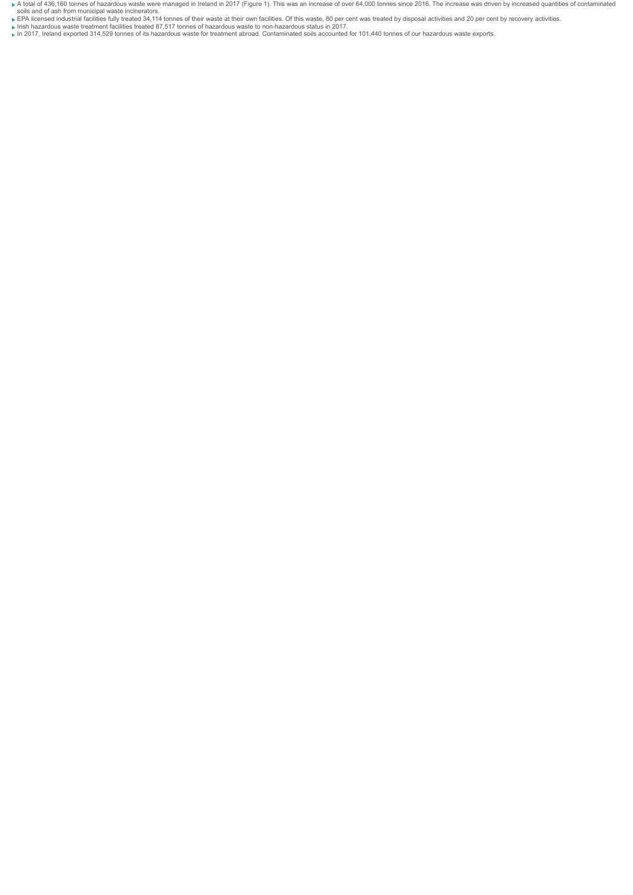- A total of 436,160 tonnes of hazardous waste were managed in Ireland in 2017 (Figure 1). This was an increase of over 64,000 tonnes since 2016. The increase was driven by increased quantities of contaminated soils and of ash from municipal waste incinerators.
- EPA licensed industrial facilities fully treated 34,114 tonnes of their waste at their own facilities. Of this waste, 80 per cent was treated by disposal activities and 20 per cent by recovery activities.
- Irish hazardous waste treatment facilities treated 87,517 tonnes of hazardous waste to non-hazardous status in 2017.
- In 2017, Ireland exported 314,529 tonnes of its hazardous waste for treatment abroad. Contaminated soils accounted for 101,440 tonnes of our hazardous waste exports.